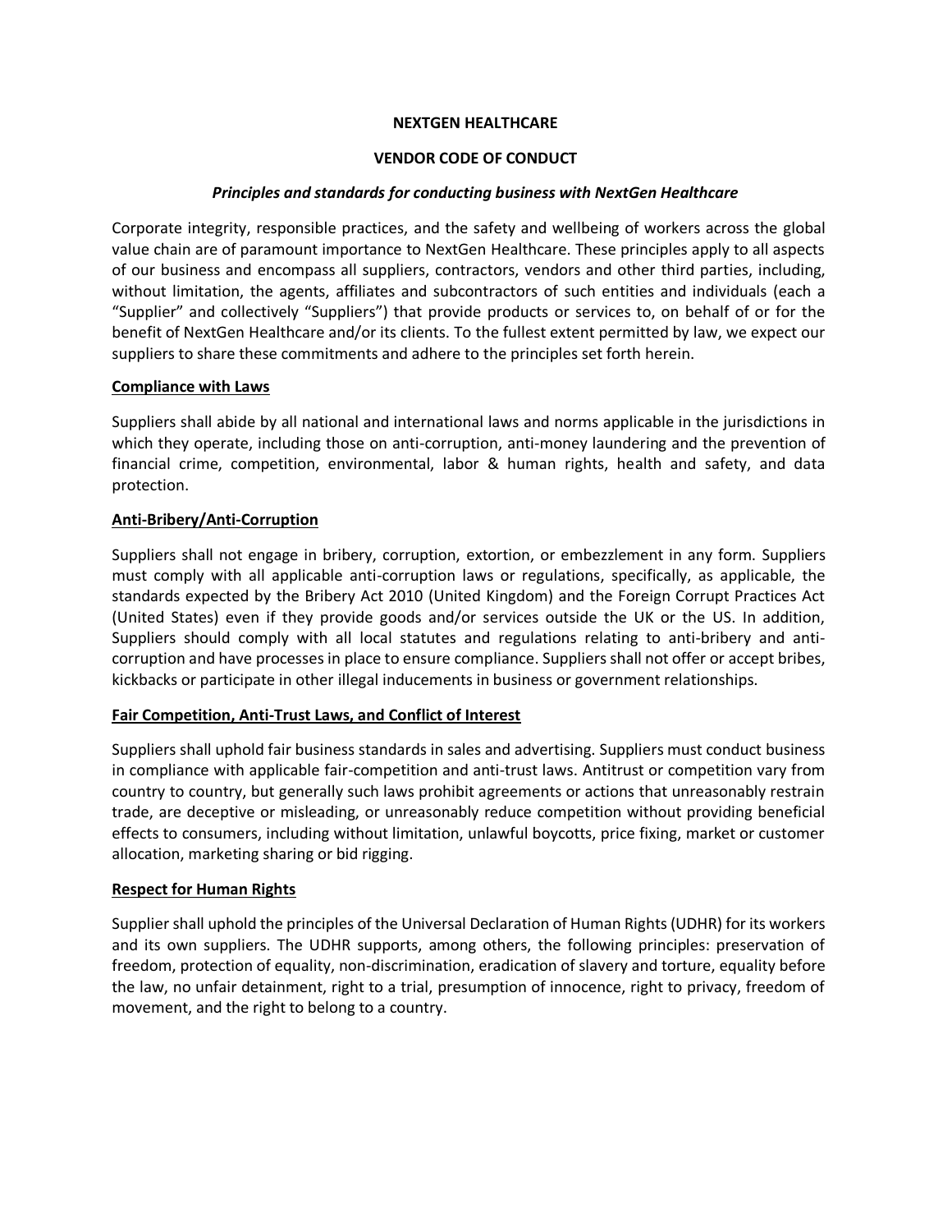# NEXTGEN HEALTHCARE

## VENDOR CODE OF CONDUCT

***Principles and standards for conducting business with NextGen Healthcare***

Corporate integrity, responsible practices, and the safety and wellbeing of workers across the global value chain are of paramount importance to NextGen Healthcare. These principles apply to all aspects of our business and encompass all suppliers, contractors, vendors and other third parties, including, without limitation, the agents, affiliates and subcontractors of such entities and individuals (each a "Supplier" and collectively "Suppliers") that provide products or services to, on behalf of or for the benefit of NextGen Healthcare and/or its clients. To the fullest extent permitted by law, we expect our suppliers to share these commitments and adhere to the principles set forth herein.

### Compliance with Laws

Suppliers shall abide by all national and international laws and norms applicable in the jurisdictions in which they operate, including those on anti-corruption, anti-money laundering and the prevention of financial crime, competition, environmental, labor & human rights, health and safety, and data protection.

### Anti-Bribery/Anti-Corruption

Suppliers shall not engage in bribery, corruption, extortion, or embezzlement in any form. Suppliers must comply with all applicable anti-corruption laws or regulations, specifically, as applicable, the standards expected by the Bribery Act 2010 (United Kingdom) and the Foreign Corrupt Practices Act (United States) even if they provide goods and/or services outside the UK or the US. In addition, Suppliers should comply with all local statutes and regulations relating to anti-bribery and anti-corruption and have processes in place to ensure compliance. Suppliers shall not offer or accept bribes, kickbacks or participate in other illegal inducements in business or government relationships.

### Fair Competition, Anti-Trust Laws, and Conflict of Interest

Suppliers shall uphold fair business standards in sales and advertising. Suppliers must conduct business in compliance with applicable fair-competition and anti-trust laws. Antitrust or competition vary from country to country, but generally such laws prohibit agreements or actions that unreasonably restrain trade, are deceptive or misleading, or unreasonably reduce competition without providing beneficial effects to consumers, including without limitation, unlawful boycotts, price fixing, market or customer allocation, marketing sharing or bid rigging.

### Respect for Human Rights

Supplier shall uphold the principles of the Universal Declaration of Human Rights (UDHR) for its workers and its own suppliers. The UDHR supports, among others, the following principles: preservation of freedom, protection of equality, non-discrimination, eradication of slavery and torture, equality before the law, no unfair detainment, right to a trial, presumption of innocence, right to privacy, freedom of movement, and the right to belong to a country.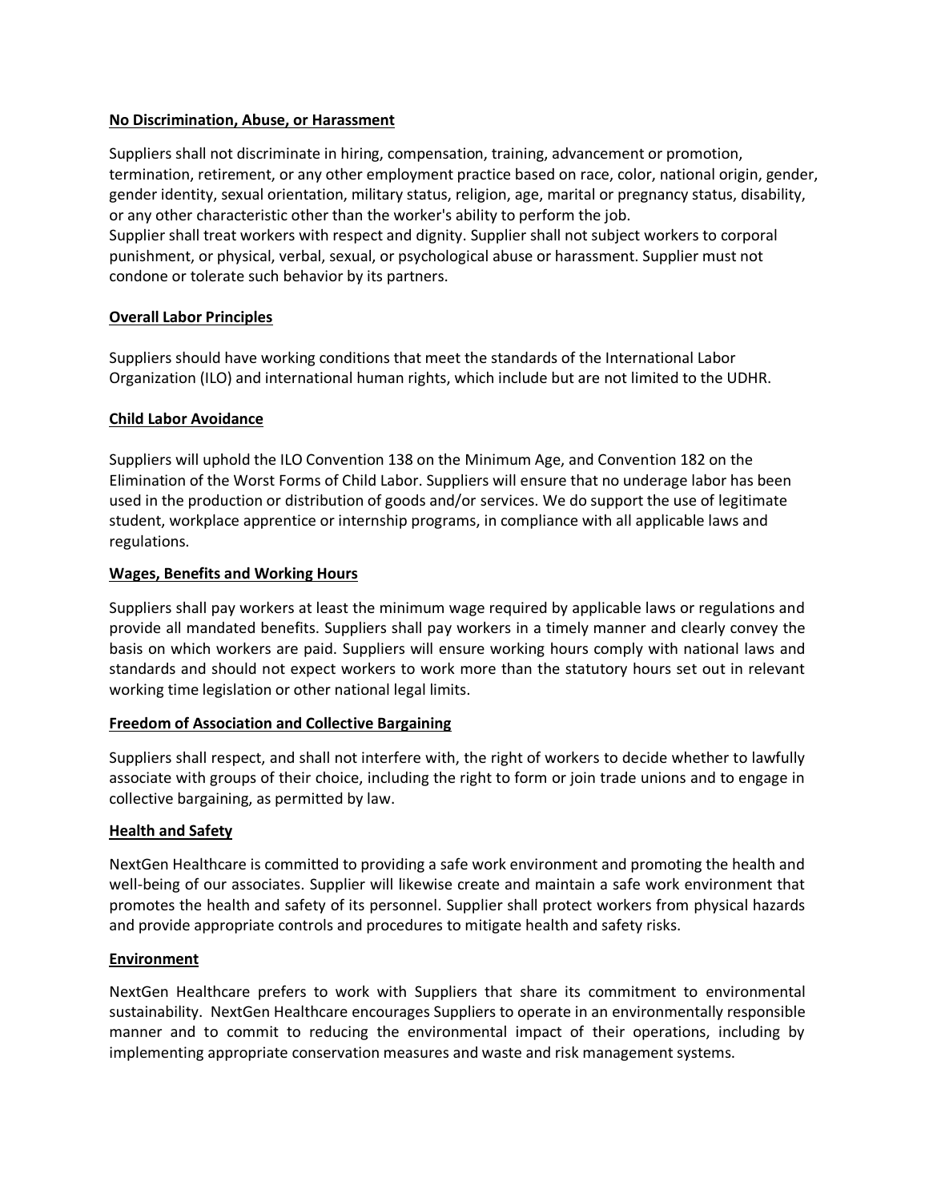**No Discrimination, Abuse, or Harassment**

Suppliers shall not discriminate in hiring, compensation, training, advancement or promotion, termination, retirement, or any other employment practice based on race, color, national origin, gender, gender identity, sexual orientation, military status, religion, age, marital or pregnancy status, disability, or any other characteristic other than the worker's ability to perform the job.
Supplier shall treat workers with respect and dignity. Supplier shall not subject workers to corporal punishment, or physical, verbal, sexual, or psychological abuse or harassment. Supplier must not condone or tolerate such behavior by its partners.

**Overall Labor Principles**

Suppliers should have working conditions that meet the standards of the International Labor Organization (ILO) and international human rights, which include but are not limited to the UDHR.

**Child Labor Avoidance**

Suppliers will uphold the ILO Convention 138 on the Minimum Age, and Convention 182 on the Elimination of the Worst Forms of Child Labor. Suppliers will ensure that no underage labor has been used in the production or distribution of goods and/or services. We do support the use of legitimate student, workplace apprentice or internship programs, in compliance with all applicable laws and regulations.

**Wages, Benefits and Working Hours**

Suppliers shall pay workers at least the minimum wage required by applicable laws or regulations and provide all mandated benefits. Suppliers shall pay workers in a timely manner and clearly convey the basis on which workers are paid. Suppliers will ensure working hours comply with national laws and standards and should not expect workers to work more than the statutory hours set out in relevant working time legislation or other national legal limits.

**Freedom of Association and Collective Bargaining**

Suppliers shall respect, and shall not interfere with, the right of workers to decide whether to lawfully associate with groups of their choice, including the right to form or join trade unions and to engage in collective bargaining, as permitted by law.

**Health and Safety**

NextGen Healthcare is committed to providing a safe work environment and promoting the health and well-being of our associates. Supplier will likewise create and maintain a safe work environment that promotes the health and safety of its personnel. Supplier shall protect workers from physical hazards and provide appropriate controls and procedures to mitigate health and safety risks.

**Environment**

NextGen Healthcare prefers to work with Suppliers that share its commitment to environmental sustainability. NextGen Healthcare encourages Suppliers to operate in an environmentally responsible manner and to commit to reducing the environmental impact of their operations, including by implementing appropriate conservation measures and waste and risk management systems.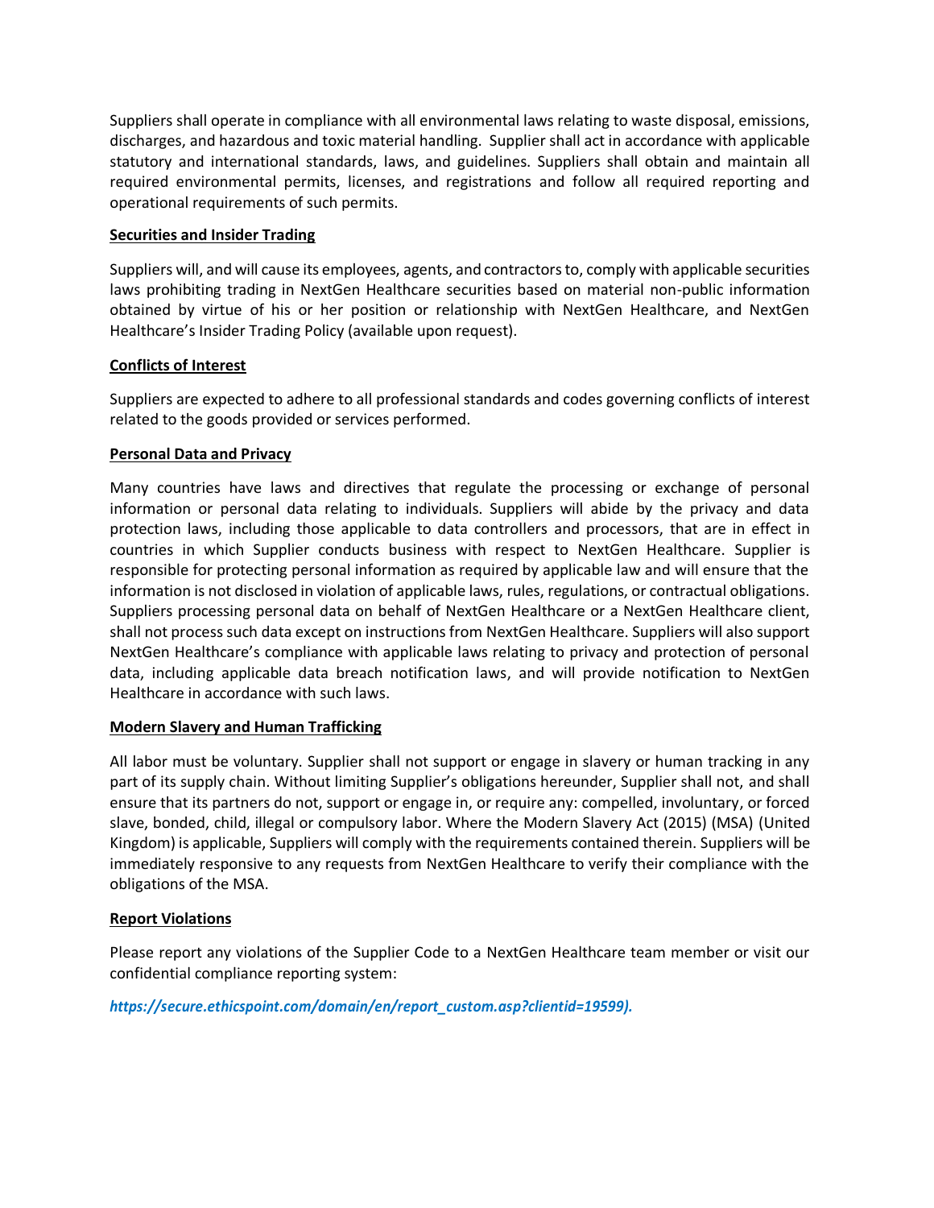Suppliers shall operate in compliance with all environmental laws relating to waste disposal, emissions, discharges, and hazardous and toxic material handling. Supplier shall act in accordance with applicable statutory and international standards, laws, and guidelines. Suppliers shall obtain and maintain all required environmental permits, licenses, and registrations and follow all required reporting and operational requirements of such permits.

**Securities and Insider Trading**

Suppliers will, and will cause its employees, agents, and contractors to, comply with applicable securities laws prohibiting trading in NextGen Healthcare securities based on material non-public information obtained by virtue of his or her position or relationship with NextGen Healthcare, and NextGen Healthcare's Insider Trading Policy (available upon request).

**Conflicts of Interest**

Suppliers are expected to adhere to all professional standards and codes governing conflicts of interest related to the goods provided or services performed.

**Personal Data and Privacy**

Many countries have laws and directives that regulate the processing or exchange of personal information or personal data relating to individuals. Suppliers will abide by the privacy and data protection laws, including those applicable to data controllers and processors, that are in effect in countries in which Supplier conducts business with respect to NextGen Healthcare. Supplier is responsible for protecting personal information as required by applicable law and will ensure that the information is not disclosed in violation of applicable laws, rules, regulations, or contractual obligations. Suppliers processing personal data on behalf of NextGen Healthcare or a NextGen Healthcare client, shall not process such data except on instructions from NextGen Healthcare. Suppliers will also support NextGen Healthcare's compliance with applicable laws relating to privacy and protection of personal data, including applicable data breach notification laws, and will provide notification to NextGen Healthcare in accordance with such laws.

**Modern Slavery and Human Trafficking**

All labor must be voluntary. Supplier shall not support or engage in slavery or human tracking in any part of its supply chain. Without limiting Supplier's obligations hereunder, Supplier shall not, and shall ensure that its partners do not, support or engage in, or require any: compelled, involuntary, or forced slave, bonded, child, illegal or compulsory labor. Where the Modern Slavery Act (2015) (MSA) (United Kingdom) is applicable, Suppliers will comply with the requirements contained therein. Suppliers will be immediately responsive to any requests from NextGen Healthcare to verify their compliance with the obligations of the MSA.

**Report Violations**

Please report any violations of the Supplier Code to a NextGen Healthcare team member or visit our confidential compliance reporting system:

***https://secure.ethicspoint.com/domain/en/report_custom.asp?clientid=19599).***